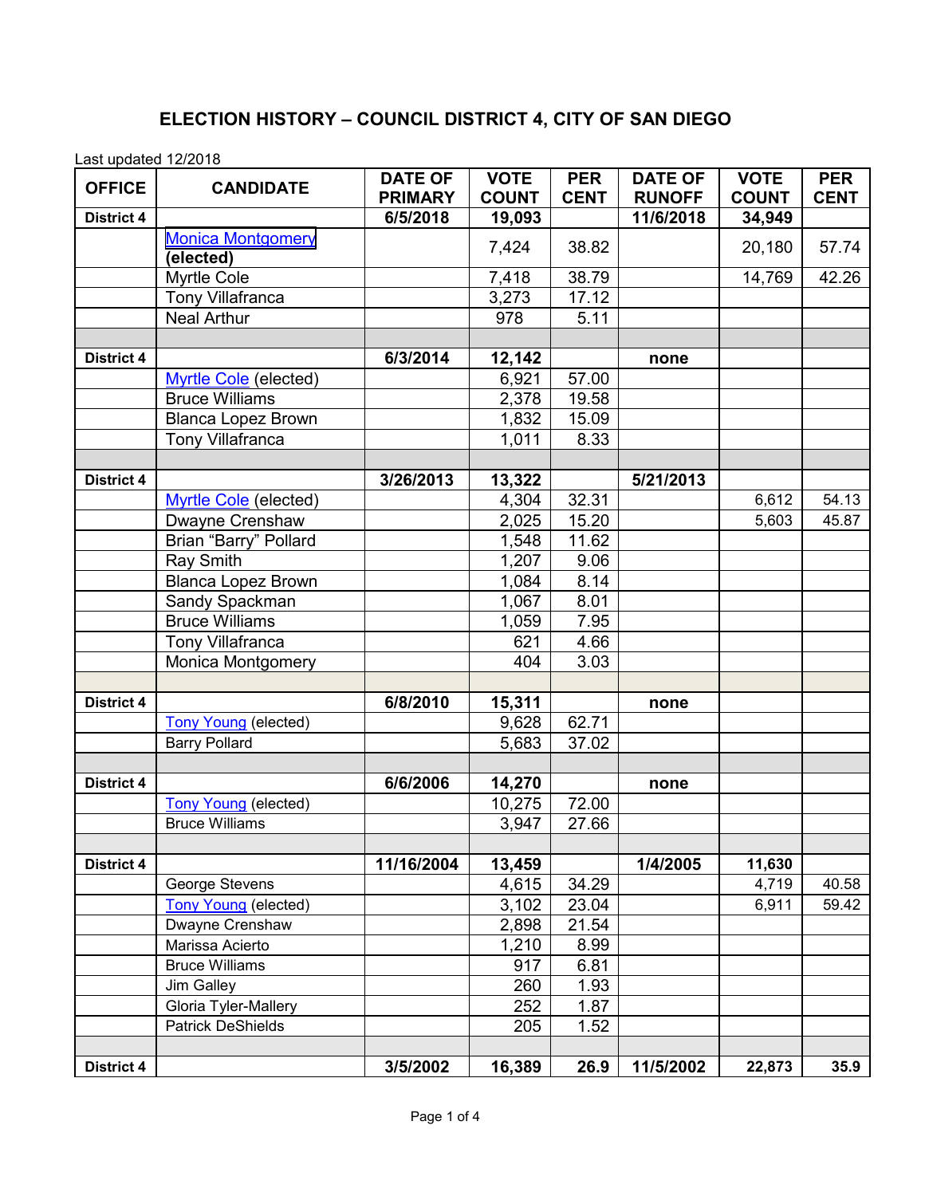# ELECTION HISTORY – COUNCIL DISTRICT 4, CITY OF SAN DIEGO

Last updated 12/2018

| OFFICE | CANDIDATE | DATE OF PRIMARY | VOTE COUNT | PER CENT | DATE OF RUNOFF | VOTE COUNT | PER CENT |
|---|---|---|---|---|---|---|---|
| **District 4** | | **6/5/2018** | **19,093** | | **11/6/2018** | **34,949** | |
| | Monica Montgomery **(elected)** | | 7,424 | 38.82 | | 20,180 | 57.74 |
| | Myrtle Cole | | 7,418 | 38.79 | | 14,769 | 42.26 |
| | Tony Villafranca | | 3,273 | 17.12 | | | |
| | Neal Arthur | | 978 | 5.11 | | | |
| | | | | | | | |
| **District 4** | | **6/3/2014** | **12,142** | | **none** | | |
| | Myrtle Cole (elected) | | 6,921 | 57.00 | | | |
| | Bruce Williams | | 2,378 | 19.58 | | | |
| | Blanca Lopez Brown | | 1,832 | 15.09 | | | |
| | Tony Villafranca | | 1,011 | 8.33 | | | |
| | | | | | | | |
| **District 4** | | **3/26/2013** | **13,322** | | **5/21/2013** | | |
| | Myrtle Cole (elected) | | 4,304 | 32.31 | | 6,612 | 54.13 |
| | Dwayne Crenshaw | | 2,025 | 15.20 | | 5,603 | 45.87 |
| | Brian "Barry" Pollard | | 1,548 | 11.62 | | | |
| | Ray Smith | | 1,207 | 9.06 | | | |
| | Blanca Lopez Brown | | 1,084 | 8.14 | | | |
| | Sandy Spackman | | 1,067 | 8.01 | | | |
| | Bruce Williams | | 1,059 | 7.95 | | | |
| | Tony Villafranca | | 621 | 4.66 | | | |
| | Monica Montgomery | | 404 | 3.03 | | | |
| | | | | | | | |
| **District 4** | | **6/8/2010** | **15,311** | | **none** | | |
| | Tony Young (elected) | | 9,628 | 62.71 | | | |
| | Barry Pollard | | 5,683 | 37.02 | | | |
| | | | | | | | |
| **District 4** | | **6/6/2006** | **14,270** | | **none** | | |
| | Tony Young (elected) | | 10,275 | 72.00 | | | |
| | Bruce Williams | | 3,947 | 27.66 | | | |
| | | | | | | | |
| **District 4** | | **11/16/2004** | **13,459** | | **1/4/2005** | **11,630** | |
| | George Stevens | | 4,615 | 34.29 | | 4,719 | 40.58 |
| | Tony Young (elected) | | 3,102 | 23.04 | | 6,911 | 59.42 |
| | Dwayne Crenshaw | | 2,898 | 21.54 | | | |
| | Marissa Acierto | | 1,210 | 8.99 | | | |
| | Bruce Williams | | 917 | 6.81 | | | |
| | Jim Galley | | 260 | 1.93 | | | |
| | Gloria Tyler-Mallery | | 252 | 1.87 | | | |
| | Patrick DeShields | | 205 | 1.52 | | | |
| | | | | | | | |
| **District 4** | | **3/5/2002** | **16,389** | **26.9** | **11/5/2002** | **22,873** | **35.9** |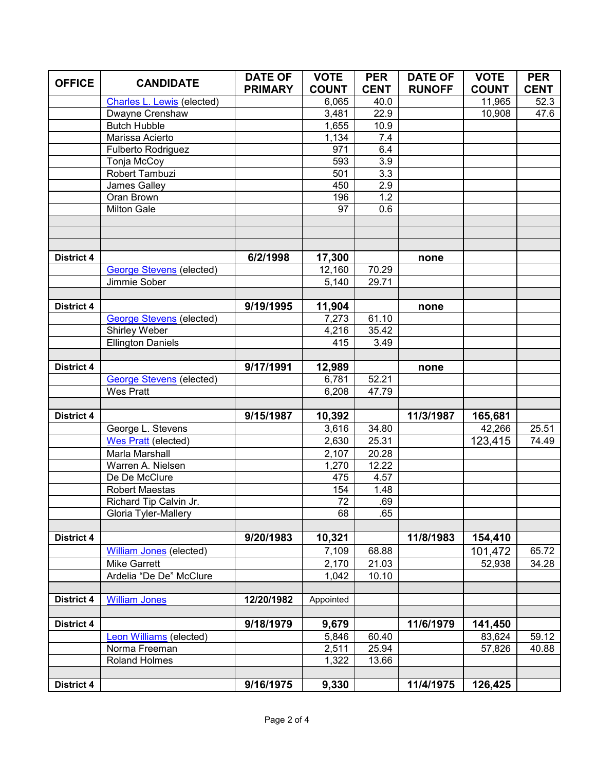| OFFICE | CANDIDATE | DATE OF PRIMARY | VOTE COUNT | PER CENT | DATE OF RUNOFF | VOTE COUNT | PER CENT |
|---|---|---|---|---|---|---|---|
| | Charles L. Lewis (elected) | | 6,065 | 40.0 | | 11,965 | 52.3 |
| | Dwayne Crenshaw | | 3,481 | 22.9 | | 10,908 | 47.6 |
| | Butch Hubble | | 1,655 | 10.9 | | | |
| | Marissa Acierto | | 1,134 | 7.4 | | | |
| | Fulberto Rodriguez | | 971 | 6.4 | | | |
| | Tonja McCoy | | 593 | 3.9 | | | |
| | Robert Tambuzi | | 501 | 3.3 | | | |
| | James Galley | | 450 | 2.9 | | | |
| | Oran Brown | | 196 | 1.2 | | | |
| | Milton Gale | | 97 | 0.6 | | | |
| | | | | | | | |
| | | | | | | | |
| | | | | | | | |
| **District 4** | | **6/2/1998** | **17,300** | | **none** | | |
| | George Stevens (elected) | | 12,160 | 70.29 | | | |
| | Jimmie Sober | | 5,140 | 29.71 | | | |
| | | | | | | | |
| **District 4** | | **9/19/1995** | **11,904** | | **none** | | |
| | George Stevens (elected) | | 7,273 | 61.10 | | | |
| | Shirley Weber | | 4,216 | 35.42 | | | |
| | Ellington Daniels | | 415 | 3.49 | | | |
| | | | | | | | |
| **District 4** | | **9/17/1991** | **12,989** | | **none** | | |
| | George Stevens (elected) | | 6,781 | 52.21 | | | |
| | Wes Pratt | | 6,208 | 47.79 | | | |
| | | | | | | | |
| **District 4** | | **9/15/1987** | **10,392** | | **11/3/1987** | **165,681** | |
| | George L. Stevens | | 3,616 | 34.80 | | 42,266 | 25.51 |
| | Wes Pratt (elected) | | 2,630 | 25.31 | | 123,415 | 74.49 |
| | Marla Marshall | | 2,107 | 20.28 | | | |
| | Warren A. Nielsen | | 1,270 | 12.22 | | | |
| | De De McClure | | 475 | 4.57 | | | |
| | Robert Maestas | | 154 | 1.48 | | | |
| | Richard Tip Calvin Jr. | | 72 | .69 | | | |
| | Gloria Tyler-Mallery | | 68 | .65 | | | |
| | | | | | | | |
| **District 4** | | **9/20/1983** | **10,321** | | **11/8/1983** | **154,410** | |
| | William Jones (elected) | | 7,109 | 68.88 | | 101,472 | 65.72 |
| | Mike Garrett | | 2,170 | 21.03 | | 52,938 | 34.28 |
| | Ardelia "De De" McClure | | 1,042 | 10.10 | | | |
| | | | | | | | |
| **District 4** | William Jones | **12/20/1982** | Appointed | | | | |
| | | | | | | | |
| **District 4** | | **9/18/1979** | **9,679** | | **11/6/1979** | **141,450** | |
| | Leon Williams (elected) | | 5,846 | 60.40 | | 83,624 | 59.12 |
| | Norma Freeman | | 2,511 | 25.94 | | 57,826 | 40.88 |
| | Roland Holmes | | 1,322 | 13.66 | | | |
| | | | | | | | |
| **District 4** | | **9/16/1975** | **9,330** | | **11/4/1975** | **126,425** | |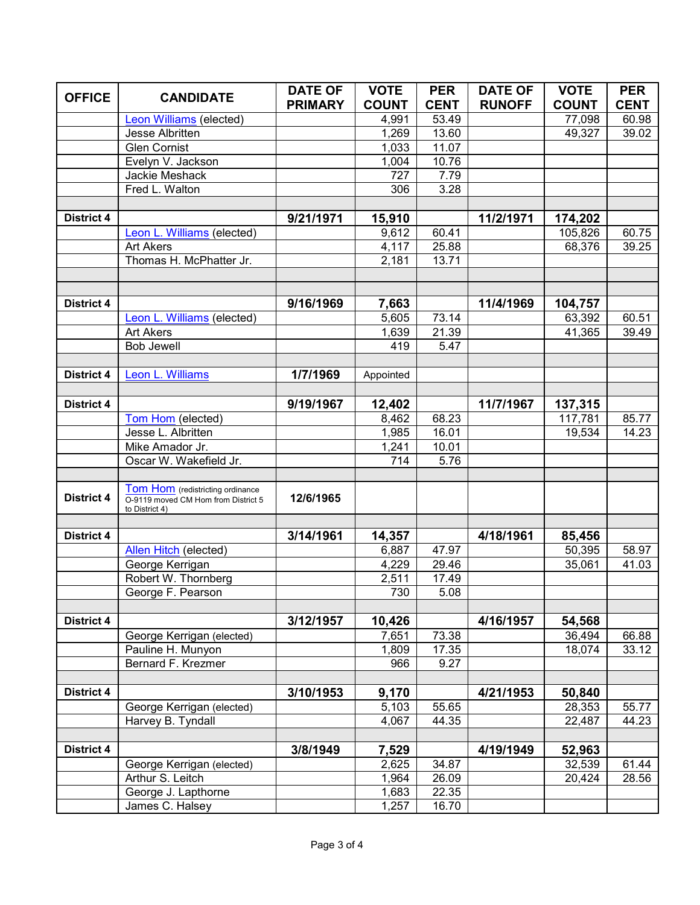| OFFICE | CANDIDATE | DATE OF PRIMARY | VOTE COUNT | PER CENT | DATE OF RUNOFF | VOTE COUNT | PER CENT |
|---|---|---|---|---|---|---|---|
| | Leon Williams (elected) | | 4,991 | 53.49 | | 77,098 | 60.98 |
| | Jesse Albritten | | 1,269 | 13.60 | | 49,327 | 39.02 |
| | Glen Cornist | | 1,033 | 11.07 | | | |
| | Evelyn V. Jackson | | 1,004 | 10.76 | | | |
| | Jackie Meshack | | 727 | 7.79 | | | |
| | Fred L. Walton | | 306 | 3.28 | | | |
| | | | | | | | |
| **District 4** | | **9/21/1971** | **15,910** | | **11/2/1971** | **174,202** | |
| | Leon L. Williams (elected) | | 9,612 | 60.41 | | 105,826 | 60.75 |
| | Art Akers | | 4,117 | 25.88 | | 68,376 | 39.25 |
| | Thomas H. McPhatter Jr. | | 2,181 | 13.71 | | | |
| | | | | | | | |
| | | | | | | | |
| **District 4** | | **9/16/1969** | **7,663** | | **11/4/1969** | **104,757** | |
| | Leon L. Williams (elected) | | 5,605 | 73.14 | | 63,392 | 60.51 |
| | Art Akers | | 1,639 | 21.39 | | 41,365 | 39.49 |
| | Bob Jewell | | 419 | 5.47 | | | |
| | | | | | | | |
| **District 4** | Leon L. Williams | **1/7/1969** | Appointed | | | | |
| | | | | | | | |
| **District 4** | | **9/19/1967** | **12,402** | | **11/7/1967** | **137,315** | |
| | Tom Hom (elected) | | 8,462 | 68.23 | | 117,781 | 85.77 |
| | Jesse L. Albritten | | 1,985 | 16.01 | | 19,534 | 14.23 |
| | Mike Amador Jr. | | 1,241 | 10.01 | | | |
| | Oscar W. Wakefield Jr. | | 714 | 5.76 | | | |
| | | | | | | | |
| **District 4** | Tom Hom (redistricting ordinance O-9119 moved CM Hom from District 5 to District 4) | **12/6/1965** | | | | | |
| | | | | | | | |
| **District 4** | | **3/14/1961** | **14,357** | | **4/18/1961** | **85,456** | |
| | Allen Hitch (elected) | | 6,887 | 47.97 | | 50,395 | 58.97 |
| | George Kerrigan | | 4,229 | 29.46 | | 35,061 | 41.03 |
| | Robert W. Thornberg | | 2,511 | 17.49 | | | |
| | George F. Pearson | | 730 | 5.08 | | | |
| | | | | | | | |
| **District 4** | | **3/12/1957** | **10,426** | | **4/16/1957** | **54,568** | |
| | George Kerrigan (elected) | | 7,651 | 73.38 | | 36,494 | 66.88 |
| | Pauline H. Munyon | | 1,809 | 17.35 | | 18,074 | 33.12 |
| | Bernard F. Krezmer | | 966 | 9.27 | | | |
| | | | | | | | |
| **District 4** | | **3/10/1953** | **9,170** | | **4/21/1953** | **50,840** | |
| | George Kerrigan (elected) | | 5,103 | 55.65 | | 28,353 | 55.77 |
| | Harvey B. Tyndall | | 4,067 | 44.35 | | 22,487 | 44.23 |
| | | | | | | | |
| **District 4** | | **3/8/1949** | **7,529** | | **4/19/1949** | **52,963** | |
| | George Kerrigan (elected) | | 2,625 | 34.87 | | 32,539 | 61.44 |
| | Arthur S. Leitch | | 1,964 | 26.09 | | 20,424 | 28.56 |
| | George J. Lapthorne | | 1,683 | 22.35 | | | |
| | James C. Halsey | | 1,257 | 16.70 | | | |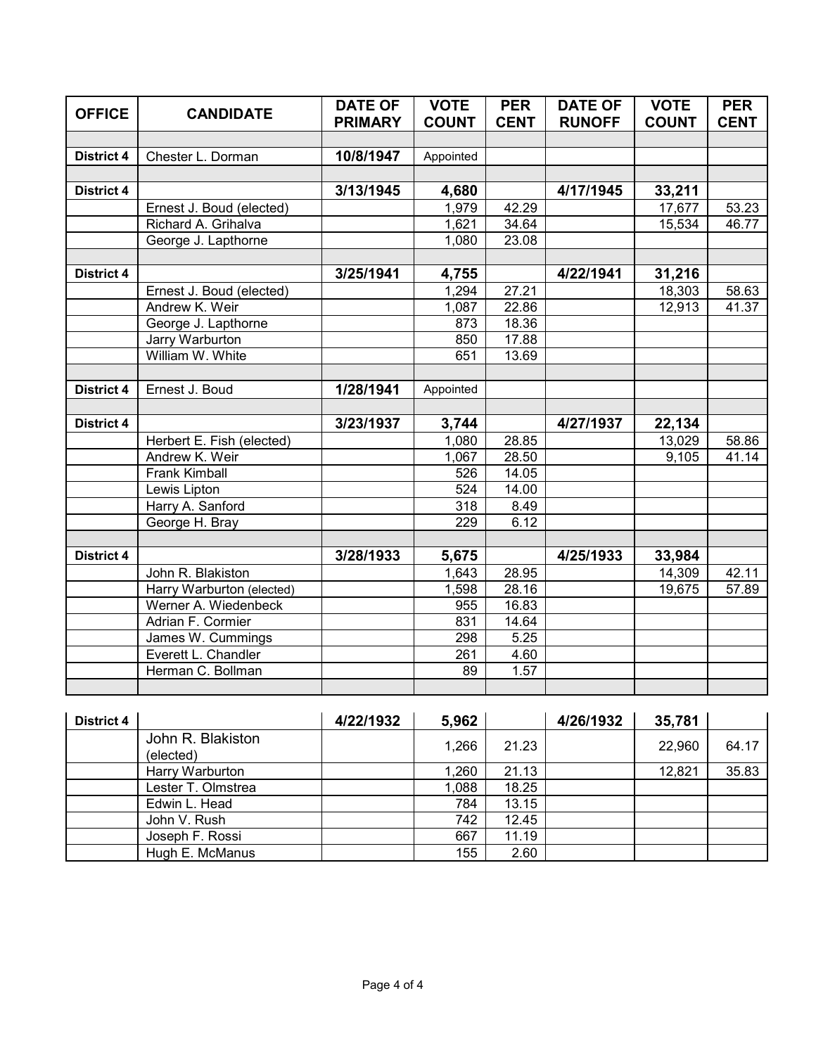| OFFICE | CANDIDATE | DATE OF PRIMARY | VOTE COUNT | PER CENT | DATE OF RUNOFF | VOTE COUNT | PER CENT |
|---|---|---|---|---|---|---|---|
| | | | | | | | |
| **District 4** | Chester L. Dorman | **10/8/1947** | Appointed | | | | |
| | | | | | | | |
| **District 4** | | **3/13/1945** | **4,680** | | **4/17/1945** | **33,211** | |
| | Ernest J. Boud (elected) | | 1,979 | 42.29 | | 17,677 | 53.23 |
| | Richard A. Grihalva | | 1,621 | 34.64 | | 15,534 | 46.77 |
| | George J. Lapthorne | | 1,080 | 23.08 | | | |
| | | | | | | | |
| **District 4** | | **3/25/1941** | **4,755** | | **4/22/1941** | **31,216** | |
| | Ernest J. Boud (elected) | | 1,294 | 27.21 | | 18,303 | 58.63 |
| | Andrew K. Weir | | 1,087 | 22.86 | | 12,913 | 41.37 |
| | George J. Lapthorne | | 873 | 18.36 | | | |
| | Jarry Warburton | | 850 | 17.88 | | | |
| | William W. White | | 651 | 13.69 | | | |
| | | | | | | | |
| **District 4** | Ernest J. Boud | **1/28/1941** | Appointed | | | | |
| | | | | | | | |
| **District 4** | | **3/23/1937** | **3,744** | | **4/27/1937** | **22,134** | |
| | Herbert E. Fish (elected) | | 1,080 | 28.85 | | 13,029 | 58.86 |
| | Andrew K. Weir | | 1,067 | 28.50 | | 9,105 | 41.14 |
| | Frank Kimball | | 526 | 14.05 | | | |
| | Lewis Lipton | | 524 | 14.00 | | | |
| | Harry A. Sanford | | 318 | 8.49 | | | |
| | George H. Bray | | 229 | 6.12 | | | |
| | | | | | | | |
| **District 4** | | **3/28/1933** | **5,675** | | **4/25/1933** | **33,984** | |
| | John R. Blakiston | | 1,643 | 28.95 | | 14,309 | 42.11 |
| | Harry Warburton (elected) | | 1,598 | 28.16 | | 19,675 | 57.89 |
| | Werner A. Wiedenbeck | | 955 | 16.83 | | | |
| | Adrian F. Cormier | | 831 | 14.64 | | | |
| | James W. Cummings | | 298 | 5.25 | | | |
| | Everett L. Chandler | | 261 | 4.60 | | | |
| | Herman C. Bollman | | 89 | 1.57 | | | |
| | | | | | | | |
| **District 4** | | **4/22/1932** | **5,962** | | **4/26/1932** | **35,781** | |
| | John R. Blakiston (elected) | | 1,266 | 21.23 | | 22,960 | 64.17 |
| | Harry Warburton | | 1,260 | 21.13 | | 12,821 | 35.83 |
| | Lester T. Olmstrea | | 1,088 | 18.25 | | | |
| | Edwin L. Head | | 784 | 13.15 | | | |
| | John V. Rush | | 742 | 12.45 | | | |
| | Joseph F. Rossi | | 667 | 11.19 | | | |
| | Hugh E. McManus | | 155 | 2.60 | | | |